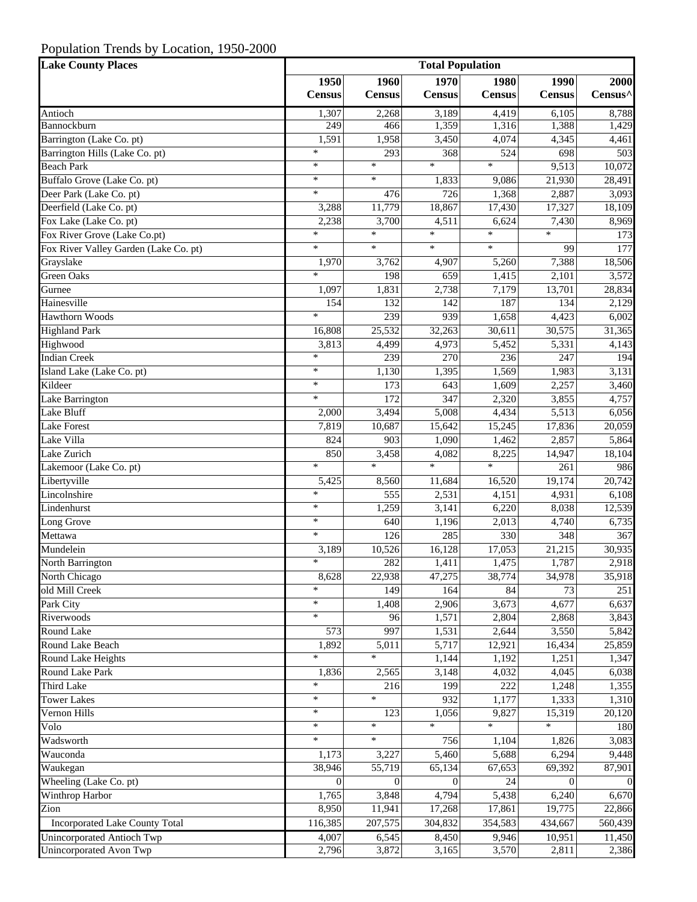Population Trends by Location, 1950-2000

| Lake County Places | Total Population | | | | | |
|---|---|---|---|---|---|---|
| | 1950 Census | 1960 Census | 1970 Census | 1980 Census | 1990 Census | 2000 Census^ |
| Antioch | 1,307 | 2,268 | 3,189 | 4,419 | 6,105 | 8,788 |
| Bannockburn | 249 | 466 | 1,359 | 1,316 | 1,388 | 1,429 |
| Barrington (Lake Co. pt) | 1,591 | 1,958 | 3,450 | 4,074 | 4,345 | 4,461 |
| Barrington Hills (Lake Co. pt) | * | 293 | 368 | 524 | 698 | 503 |
| Beach Park | * | * | * | * | 9,513 | 10,072 |
| Buffalo Grove (Lake Co. pt) | * | * | 1,833 | 9,086 | 21,930 | 28,491 |
| Deer Park (Lake Co. pt) | * | 476 | 726 | 1,368 | 2,887 | 3,093 |
| Deerfield (Lake Co. pt) | 3,288 | 11,779 | 18,867 | 17,430 | 17,327 | 18,109 |
| Fox Lake (Lake Co. pt) | 2,238 | 3,700 | 4,511 | 6,624 | 7,430 | 8,969 |
| Fox River Grove (Lake Co.pt) | * | * | * | * | * | 173 |
| Fox River Valley Garden (Lake Co. pt) | * | * | * | * | 99 | 177 |
| Grayslake | 1,970 | 3,762 | 4,907 | 5,260 | 7,388 | 18,506 |
| Green Oaks | * | 198 | 659 | 1,415 | 2,101 | 3,572 |
| Gurnee | 1,097 | 1,831 | 2,738 | 7,179 | 13,701 | 28,834 |
| Hainesville | 154 | 132 | 142 | 187 | 134 | 2,129 |
| Hawthorn Woods | * | 239 | 939 | 1,658 | 4,423 | 6,002 |
| Highland Park | 16,808 | 25,532 | 32,263 | 30,611 | 30,575 | 31,365 |
| Highwood | 3,813 | 4,499 | 4,973 | 5,452 | 5,331 | 4,143 |
| Indian Creek | * | 239 | 270 | 236 | 247 | 194 |
| Island Lake (Lake Co. pt) | * | 1,130 | 1,395 | 1,569 | 1,983 | 3,131 |
| Kildeer | * | 173 | 643 | 1,609 | 2,257 | 3,460 |
| Lake Barrington | * | 172 | 347 | 2,320 | 3,855 | 4,757 |
| Lake Bluff | 2,000 | 3,494 | 5,008 | 4,434 | 5,513 | 6,056 |
| Lake Forest | 7,819 | 10,687 | 15,642 | 15,245 | 17,836 | 20,059 |
| Lake Villa | 824 | 903 | 1,090 | 1,462 | 2,857 | 5,864 |
| Lake Zurich | 850 | 3,458 | 4,082 | 8,225 | 14,947 | 18,104 |
| Lakemoor (Lake Co. pt) | * | * | * | * | 261 | 986 |
| Libertyville | 5,425 | 8,560 | 11,684 | 16,520 | 19,174 | 20,742 |
| Lincolnshire | * | 555 | 2,531 | 4,151 | 4,931 | 6,108 |
| Lindenhurst | * | 1,259 | 3,141 | 6,220 | 8,038 | 12,539 |
| Long Grove | * | 640 | 1,196 | 2,013 | 4,740 | 6,735 |
| Mettawa | * | 126 | 285 | 330 | 348 | 367 |
| Mundelein | 3,189 | 10,526 | 16,128 | 17,053 | 21,215 | 30,935 |
| North Barrington | * | 282 | 1,411 | 1,475 | 1,787 | 2,918 |
| North Chicago | 8,628 | 22,938 | 47,275 | 38,774 | 34,978 | 35,918 |
| old Mill Creek | * | 149 | 164 | 84 | 73 | 251 |
| Park City | * | 1,408 | 2,906 | 3,673 | 4,677 | 6,637 |
| Riverwoods | * | 96 | 1,571 | 2,804 | 2,868 | 3,843 |
| Round Lake | 573 | 997 | 1,531 | 2,644 | 3,550 | 5,842 |
| Round Lake Beach | 1,892 | 5,011 | 5,717 | 12,921 | 16,434 | 25,859 |
| Round Lake Heights | * | * | 1,144 | 1,192 | 1,251 | 1,347 |
| Round Lake Park | 1,836 | 2,565 | 3,148 | 4,032 | 4,045 | 6,038 |
| Third Lake | * | 216 | 199 | 222 | 1,248 | 1,355 |
| Tower Lakes | * | * | 932 | 1,177 | 1,333 | 1,310 |
| Vernon Hills | * | 123 | 1,056 | 9,827 | 15,319 | 20,120 |
| Volo | * | * | * | * | * | 180 |
| Wadsworth | * | * | 756 | 1,104 | 1,826 | 3,083 |
| Wauconda | 1,173 | 3,227 | 5,460 | 5,688 | 6,294 | 9,448 |
| Waukegan | 38,946 | 55,719 | 65,134 | 67,653 | 69,392 | 87,901 |
| Wheeling (Lake Co. pt) | 0 | 0 | 0 | 24 | 0 | 0 |
| Winthrop Harbor | 1,765 | 3,848 | 4,794 | 5,438 | 6,240 | 6,670 |
| Zion | 8,950 | 11,941 | 17,268 | 17,861 | 19,775 | 22,866 |
| Incorporated Lake County Total | 116,385 | 207,575 | 304,832 | 354,583 | 434,667 | 560,439 |
| Unincorporated Antioch Twp | 4,007 | 6,545 | 8,450 | 9,946 | 10,951 | 11,450 |
| Unincorporated Avon Twp | 2,796 | 3,872 | 3,165 | 3,570 | 2,811 | 2,386 |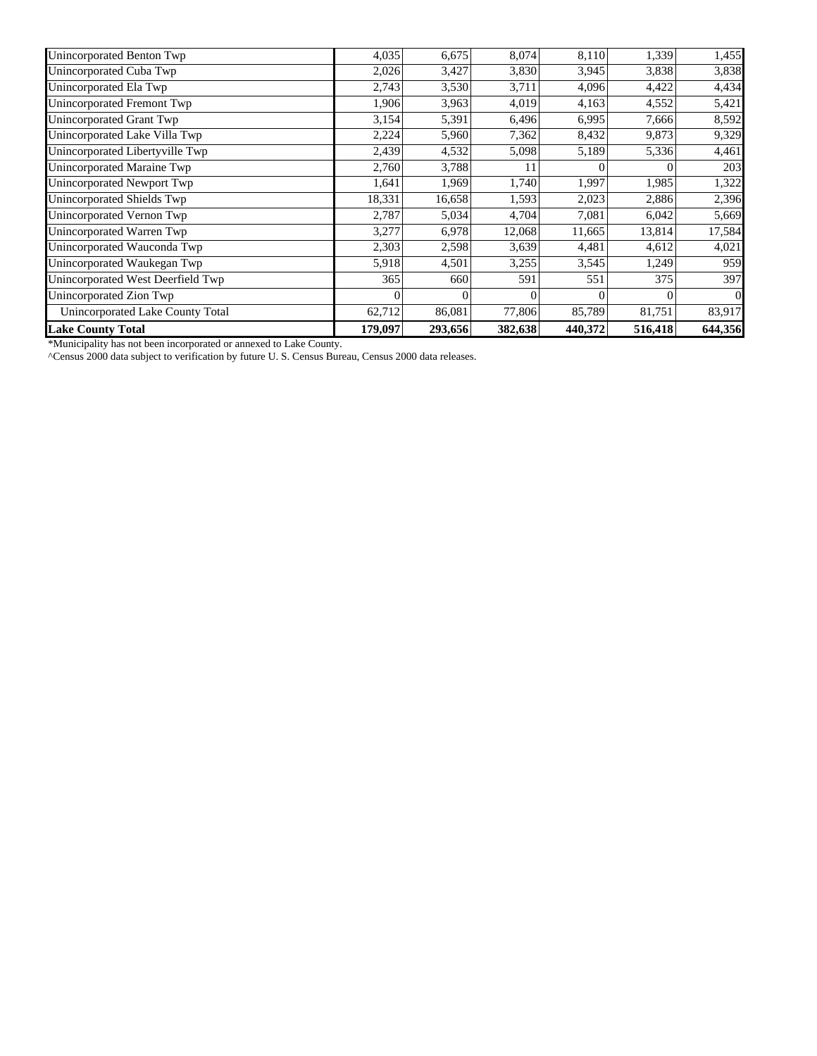| | | | | | | |
|---|---|---|---|---|---|---|
| Unincorporated Benton Twp | 4,035 | 6,675 | 8,074 | 8,110 | 1,339 | 1,455 |
| Unincorporated Cuba Twp | 2,026 | 3,427 | 3,830 | 3,945 | 3,838 | 3,838 |
| Unincorporated Ela Twp | 2,743 | 3,530 | 3,711 | 4,096 | 4,422 | 4,434 |
| Unincorporated Fremont Twp | 1,906 | 3,963 | 4,019 | 4,163 | 4,552 | 5,421 |
| Unincorporated Grant Twp | 3,154 | 5,391 | 6,496 | 6,995 | 7,666 | 8,592 |
| Unincorporated Lake Villa Twp | 2,224 | 5,960 | 7,362 | 8,432 | 9,873 | 9,329 |
| Unincorporated Libertyville Twp | 2,439 | 4,532 | 5,098 | 5,189 | 5,336 | 4,461 |
| Unincorporated Maraine Twp | 2,760 | 3,788 | 11 | 0 | 0 | 203 |
| Unincorporated Newport Twp | 1,641 | 1,969 | 1,740 | 1,997 | 1,985 | 1,322 |
| Unincorporated Shields Twp | 18,331 | 16,658 | 1,593 | 2,023 | 2,886 | 2,396 |
| Unincorporated Vernon Twp | 2,787 | 5,034 | 4,704 | 7,081 | 6,042 | 5,669 |
| Unincorporated Warren Twp | 3,277 | 6,978 | 12,068 | 11,665 | 13,814 | 17,584 |
| Unincorporated Wauconda Twp | 2,303 | 2,598 | 3,639 | 4,481 | 4,612 | 4,021 |
| Unincorporated Waukegan Twp | 5,918 | 4,501 | 3,255 | 3,545 | 1,249 | 959 |
| Unincorporated West Deerfield Twp | 365 | 660 | 591 | 551 | 375 | 397 |
| Unincorporated Zion Twp | 0 | 0 | 0 | 0 | 0 | 0 |
| Unincorporated Lake County Total | 62,712 | 86,081 | 77,806 | 85,789 | 81,751 | 83,917 |
| **Lake County Total** | **179,097** | **293,656** | **382,638** | **440,372** | **516,418** | **644,356** |

*Municipality has not been incorporated or annexed to Lake County.

^Census 2000 data subject to verification by future U. S. Census Bureau, Census 2000 data releases.